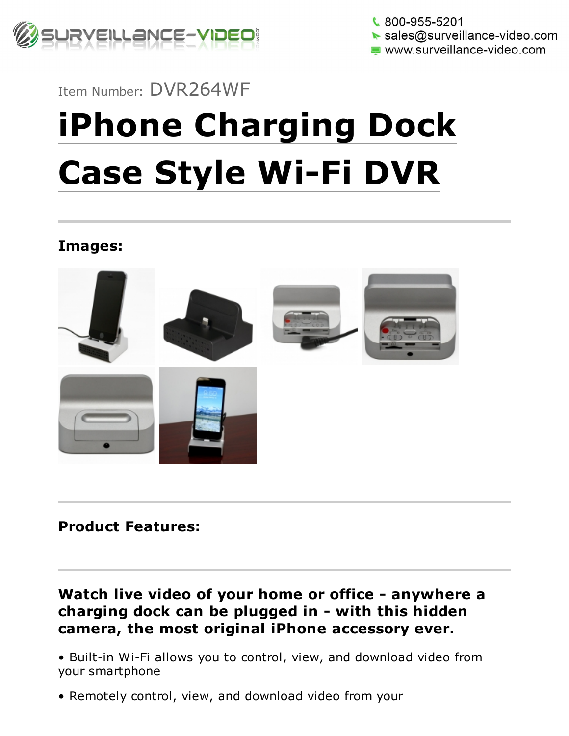800-955-5201
sales@surveillance-video.com
www.surveillance-video.com

Item Number: DVR264WF

# iPhone Charging Dock Case Style Wi-Fi DVR

### Images:

### Product Features:

**Watch live video of your home or office - anywhere a charging dock can be plugged in - with this hidden camera, the most original iPhone accessory ever.**

- Built-in Wi-Fi allows you to control, view, and download video from your smartphone
- Remotely control, view, and download video from your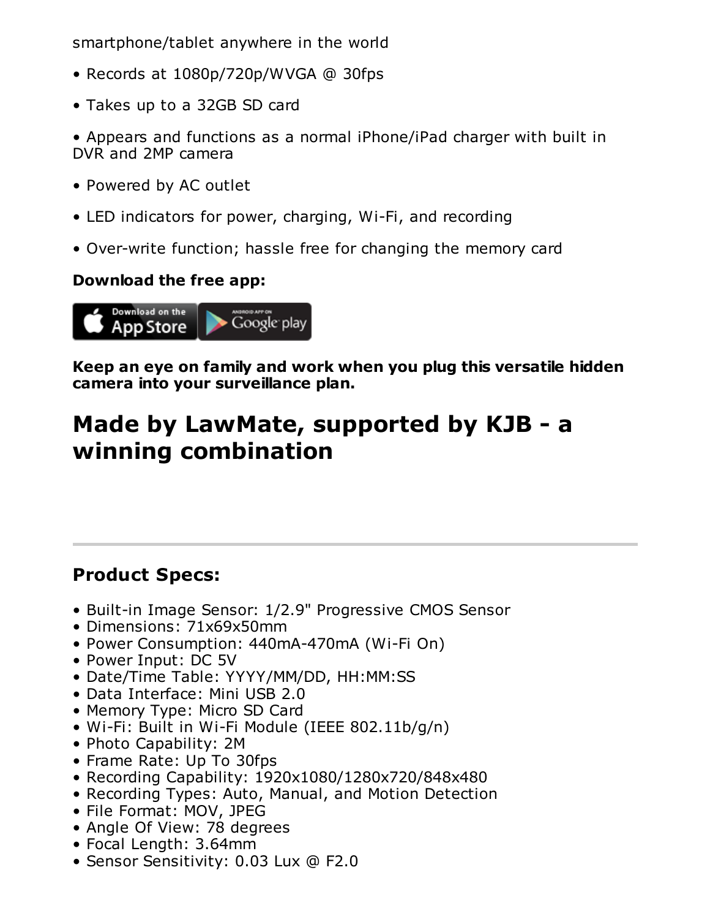smartphone/tablet anywhere in the world

- Records at 1080p/720p/WVGA @ 30fps
- Takes up to a 32GB SD card
- Appears and functions as a normal iPhone/iPad charger with built in DVR and 2MP camera
- Powered by AC outlet
- LED indicators for power, charging, Wi-Fi, and recording
- Over-write function; hassle free for changing the memory card

**Download the free app:**

**Keep an eye on family and work when you plug this versatile hidden camera into your surveillance plan.**

## Made by LawMate, supported by KJB - a winning combination

---

### Product Specs:

- Built-in Image Sensor: 1/2.9" Progressive CMOS Sensor
- Dimensions: 71x69x50mm
- Power Consumption: 440mA-470mA (Wi-Fi On)
- Power Input: DC 5V
- Date/Time Table: YYYY/MM/DD, HH:MM:SS
- Data Interface: Mini USB 2.0
- Memory Type: Micro SD Card
- Wi-Fi: Built in Wi-Fi Module (IEEE 802.11b/g/n)
- Photo Capability: 2M
- Frame Rate: Up To 30fps
- Recording Capability: 1920x1080/1280x720/848x480
- Recording Types: Auto, Manual, and Motion Detection
- File Format: MOV, JPEG
- Angle Of View: 78 degrees
- Focal Length: 3.64mm
- Sensor Sensitivity: 0.03 Lux @ F2.0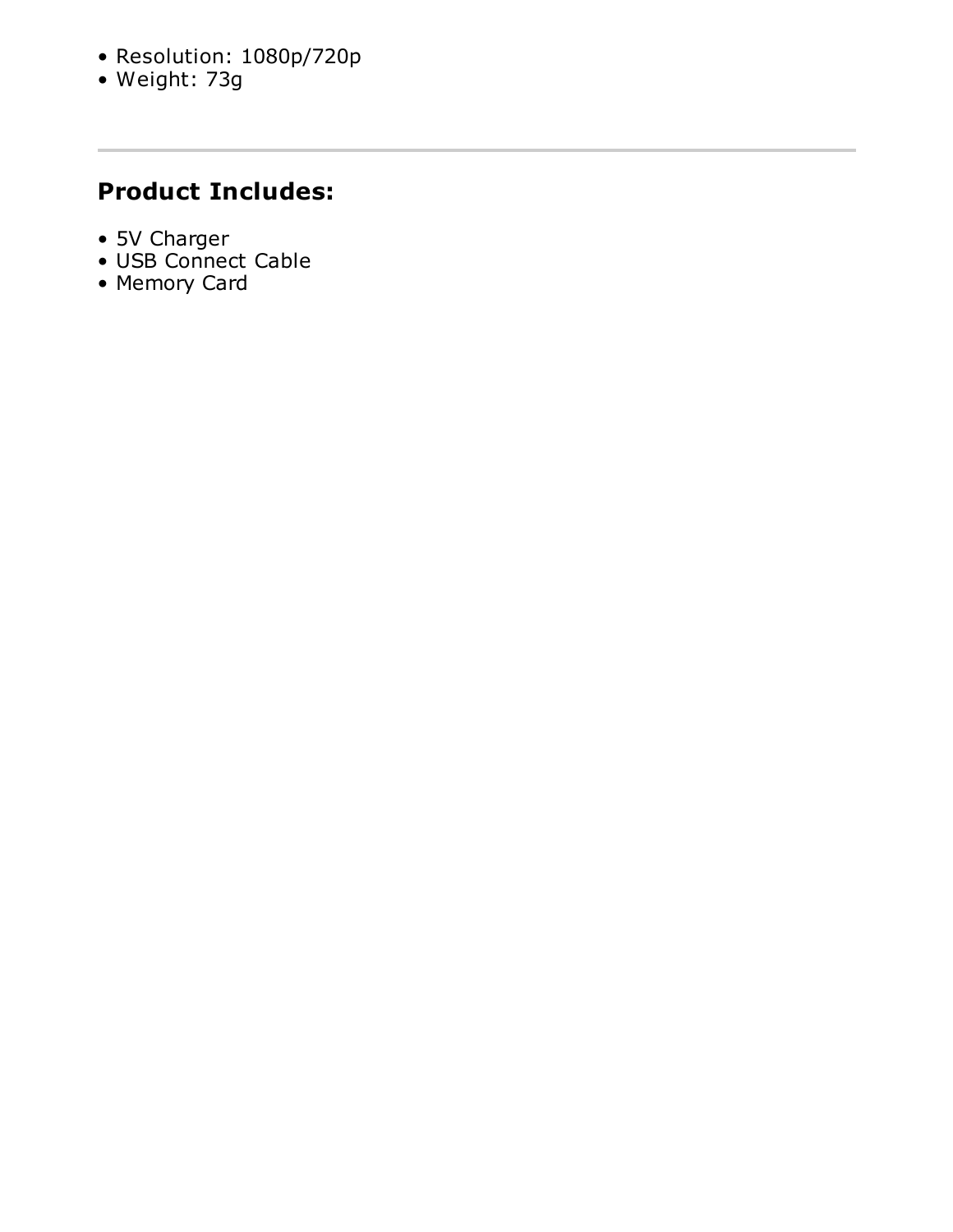- Resolution: 1080p/720p
- Weight: 73g

---

## Product Includes:

- 5V Charger
- USB Connect Cable
- Memory Card